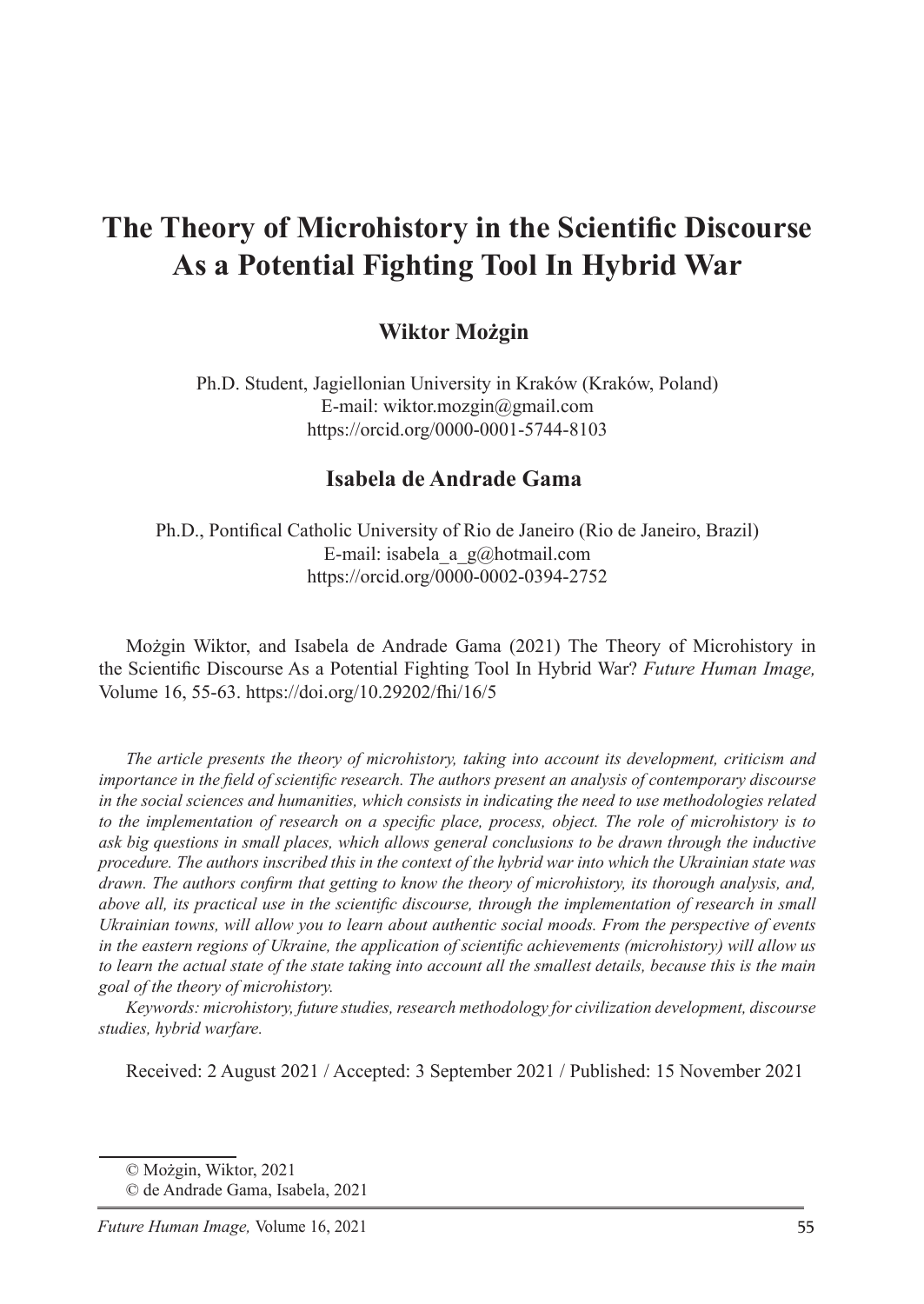# The Theory of Microhistory in the Scientific Discourse As a Potential Fighting Tool In Hybrid War

**Wiktor Możgin**

Ph.D. Student, Jagiellonian University in Kraków (Kraków, Poland)
E-mail: wiktor.mozgin@gmail.com
https://orcid.org/0000-0001-5744-8103

**Isabela de Andrade Gama**

Ph.D., Pontifical Catholic University of Rio de Janeiro (Rio de Janeiro, Brazil)
E-mail: isabela_a_g@hotmail.com
https://orcid.org/0000-0002-0394-2752

Możgin Wiktor, and Isabela de Andrade Gama (2021) The Theory of Microhistory in the Scientific Discourse As a Potential Fighting Tool In Hybrid War? *Future Human Image,* Volume 16, 55-63. https://doi.org/10.29202/fhi/16/5

*The article presents the theory of microhistory, taking into account its development, criticism and importance in the field of scientific research. The authors present an analysis of contemporary discourse in the social sciences and humanities, which consists in indicating the need to use methodologies related to the implementation of research on a specific place, process, object. The role of microhistory is to ask big questions in small places, which allows general conclusions to be drawn through the inductive procedure. The authors inscribed this in the context of the hybrid war into which the Ukrainian state was drawn. The authors confirm that getting to know the theory of microhistory, its thorough analysis, and, above all, its practical use in the scientific discourse, through the implementation of research in small Ukrainian towns, will allow you to learn about authentic social moods. From the perspective of events in the eastern regions of Ukraine, the application of scientific achievements (microhistory) will allow us to learn the actual state of the state taking into account all the smallest details, because this is the main goal of the theory of microhistory.*

*Keywords: microhistory, future studies, research methodology for civilization development, discourse studies, hybrid warfare.*

Received: 2 August 2021 / Accepted: 3 September 2021 / Published: 15 November 2021

© Możgin, Wiktor, 2021
© de Andrade Gama, Isabela, 2021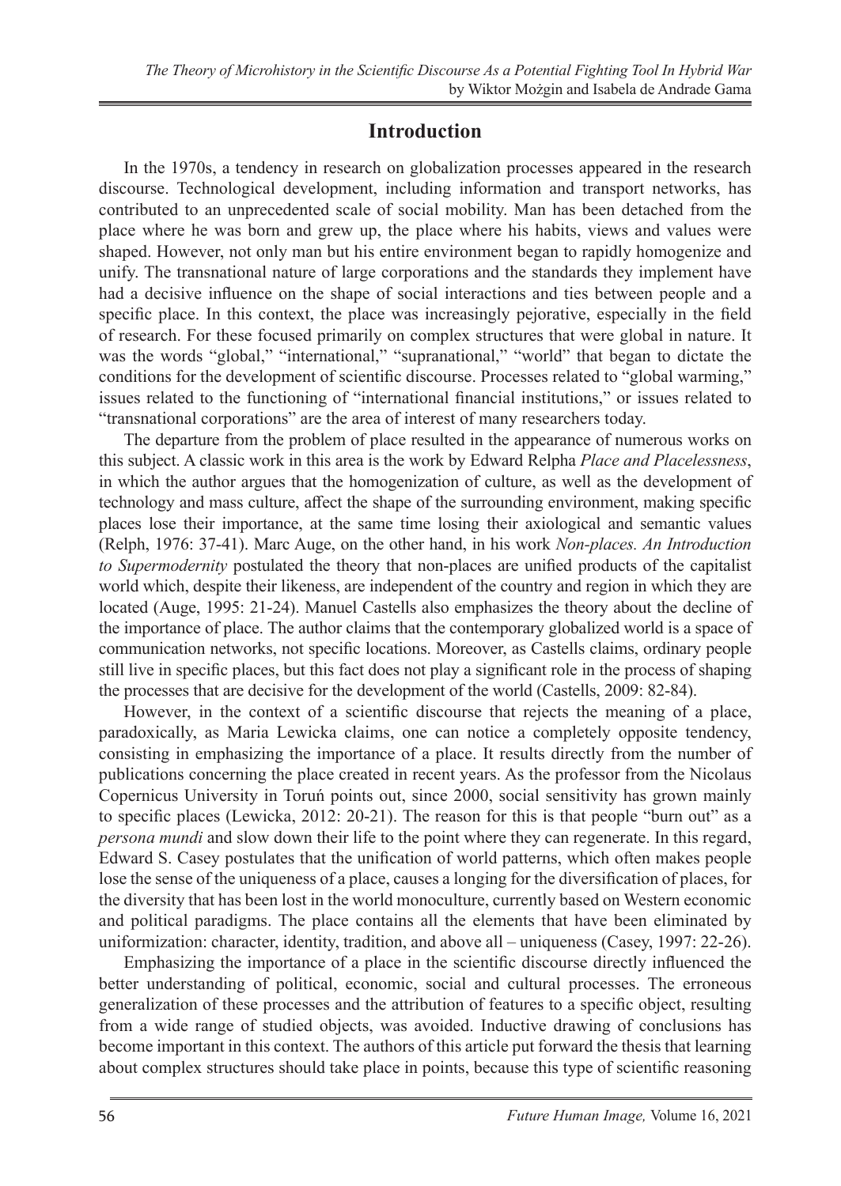## Introduction

In the 1970s, a tendency in research on globalization processes appeared in the research discourse. Technological development, including information and transport networks, has contributed to an unprecedented scale of social mobility. Man has been detached from the place where he was born and grew up, the place where his habits, views and values were shaped. However, not only man but his entire environment began to rapidly homogenize and unify. The transnational nature of large corporations and the standards they implement have had a decisive influence on the shape of social interactions and ties between people and a specific place. In this context, the place was increasingly pejorative, especially in the field of research. For these focused primarily on complex structures that were global in nature. It was the words "global," "international," "supranational," "world" that began to dictate the conditions for the development of scientific discourse. Processes related to "global warming," issues related to the functioning of "international financial institutions," or issues related to "transnational corporations" are the area of interest of many researchers today.

The departure from the problem of place resulted in the appearance of numerous works on this subject. A classic work in this area is the work by Edward Relpha *Place and Placelessness*, in which the author argues that the homogenization of culture, as well as the development of technology and mass culture, affect the shape of the surrounding environment, making specific places lose their importance, at the same time losing their axiological and semantic values (Relph, 1976: 37-41). Marc Auge, on the other hand, in his work *Non-places. An Introduction to Supermodernity* postulated the theory that non-places are unified products of the capitalist world which, despite their likeness, are independent of the country and region in which they are located (Auge, 1995: 21-24). Manuel Castells also emphasizes the theory about the decline of the importance of place. The author claims that the contemporary globalized world is a space of communication networks, not specific locations. Moreover, as Castells claims, ordinary people still live in specific places, but this fact does not play a significant role in the process of shaping the processes that are decisive for the development of the world (Castells, 2009: 82-84).

However, in the context of a scientific discourse that rejects the meaning of a place, paradoxically, as Maria Lewicka claims, one can notice a completely opposite tendency, consisting in emphasizing the importance of a place. It results directly from the number of publications concerning the place created in recent years. As the professor from the Nicolaus Copernicus University in Toruń points out, since 2000, social sensitivity has grown mainly to specific places (Lewicka, 2012: 20-21). The reason for this is that people "burn out" as a *persona mundi* and slow down their life to the point where they can regenerate. In this regard, Edward S. Casey postulates that the unification of world patterns, which often makes people lose the sense of the uniqueness of a place, causes a longing for the diversification of places, for the diversity that has been lost in the world monoculture, currently based on Western economic and political paradigms. The place contains all the elements that have been eliminated by uniformization: character, identity, tradition, and above all – uniqueness (Casey, 1997: 22-26).

Emphasizing the importance of a place in the scientific discourse directly influenced the better understanding of political, economic, social and cultural processes. The erroneous generalization of these processes and the attribution of features to a specific object, resulting from a wide range of studied objects, was avoided. Inductive drawing of conclusions has become important in this context. The authors of this article put forward the thesis that learning about complex structures should take place in points, because this type of scientific reasoning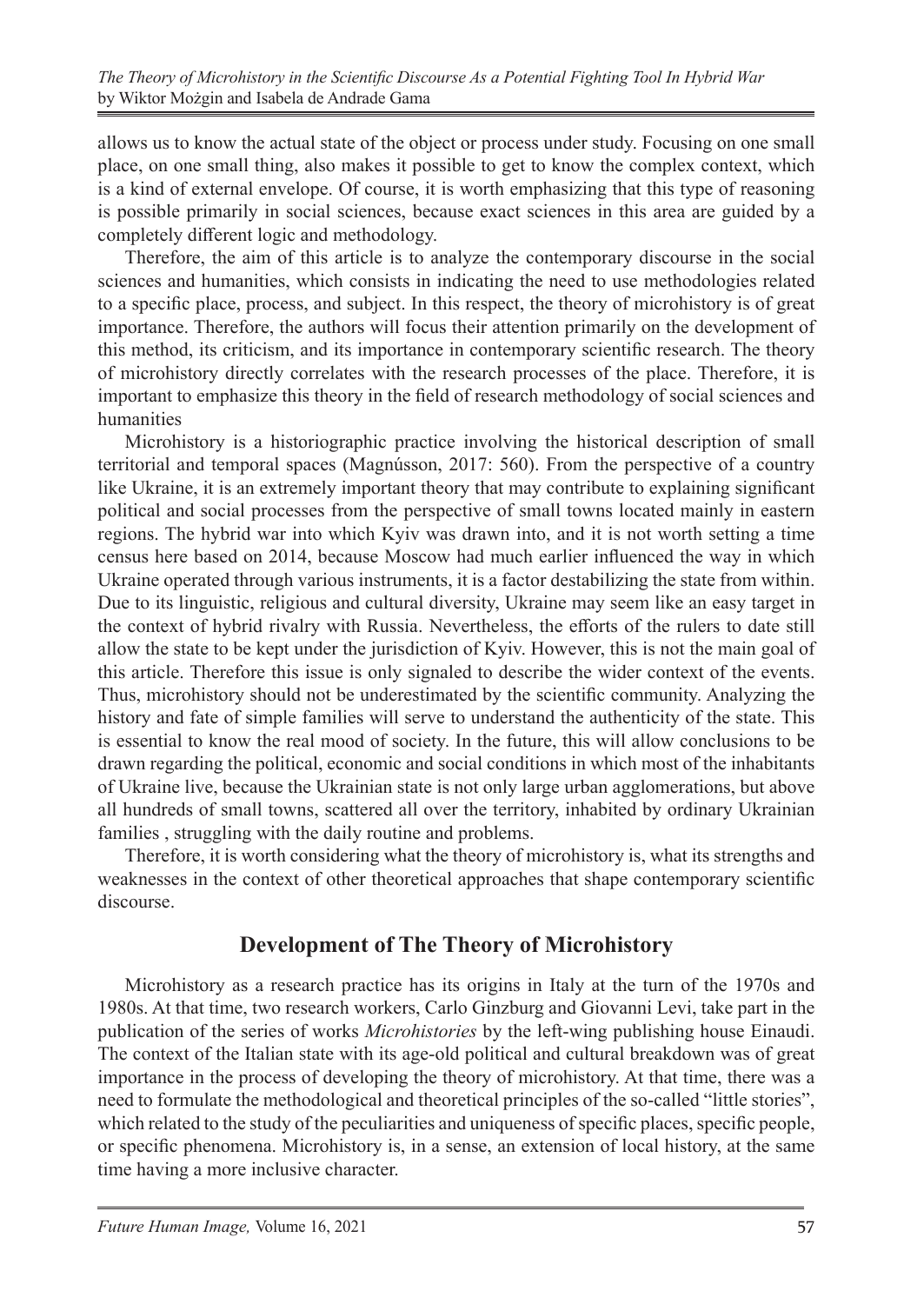allows us to know the actual state of the object or process under study. Focusing on one small place, on one small thing, also makes it possible to get to know the complex context, which is a kind of external envelope. Of course, it is worth emphasizing that this type of reasoning is possible primarily in social sciences, because exact sciences in this area are guided by a completely different logic and methodology.

Therefore, the aim of this article is to analyze the contemporary discourse in the social sciences and humanities, which consists in indicating the need to use methodologies related to a specific place, process, and subject. In this respect, the theory of microhistory is of great importance. Therefore, the authors will focus their attention primarily on the development of this method, its criticism, and its importance in contemporary scientific research. The theory of microhistory directly correlates with the research processes of the place. Therefore, it is important to emphasize this theory in the field of research methodology of social sciences and humanities

Microhistory is a historiographic practice involving the historical description of small territorial and temporal spaces (Magnússon, 2017: 560). From the perspective of a country like Ukraine, it is an extremely important theory that may contribute to explaining significant political and social processes from the perspective of small towns located mainly in eastern regions. The hybrid war into which Kyiv was drawn into, and it is not worth setting a time census here based on 2014, because Moscow had much earlier influenced the way in which Ukraine operated through various instruments, it is a factor destabilizing the state from within. Due to its linguistic, religious and cultural diversity, Ukraine may seem like an easy target in the context of hybrid rivalry with Russia. Nevertheless, the efforts of the rulers to date still allow the state to be kept under the jurisdiction of Kyiv. However, this is not the main goal of this article. Therefore this issue is only signaled to describe the wider context of the events. Thus, microhistory should not be underestimated by the scientific community. Analyzing the history and fate of simple families will serve to understand the authenticity of the state. This is essential to know the real mood of society. In the future, this will allow conclusions to be drawn regarding the political, economic and social conditions in which most of the inhabitants of Ukraine live, because the Ukrainian state is not only large urban agglomerations, but above all hundreds of small towns, scattered all over the territory, inhabited by ordinary Ukrainian families , struggling with the daily routine and problems.

Therefore, it is worth considering what the theory of microhistory is, what its strengths and weaknesses in the context of other theoretical approaches that shape contemporary scientific discourse.

## Development of The Theory of Microhistory

Microhistory as a research practice has its origins in Italy at the turn of the 1970s and 1980s. At that time, two research workers, Carlo Ginzburg and Giovanni Levi, take part in the publication of the series of works *Microhistories* by the left-wing publishing house Einaudi. The context of the Italian state with its age-old political and cultural breakdown was of great importance in the process of developing the theory of microhistory. At that time, there was a need to formulate the methodological and theoretical principles of the so-called "little stories", which related to the study of the peculiarities and uniqueness of specific places, specific people, or specific phenomena. Microhistory is, in a sense, an extension of local history, at the same time having a more inclusive character.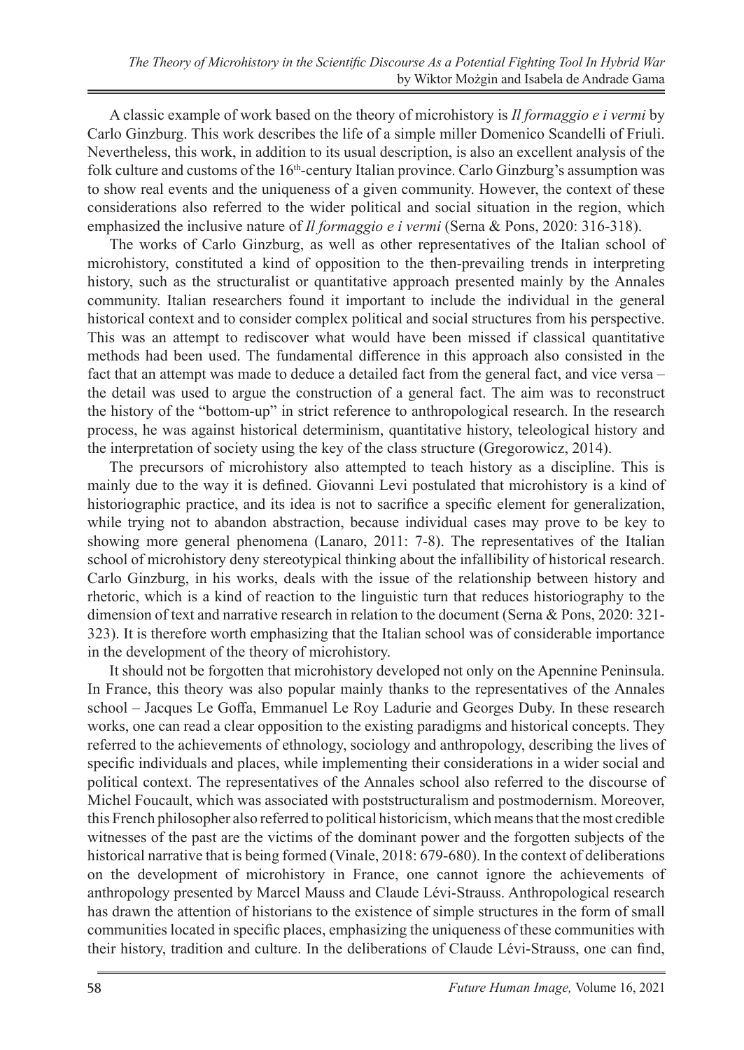A classic example of work based on the theory of microhistory is *Il formaggio e i vermi* by Carlo Ginzburg. This work describes the life of a simple miller Domenico Scandelli of Friuli. Nevertheless, this work, in addition to its usual description, is also an excellent analysis of the folk culture and customs of the 16th-century Italian province. Carlo Ginzburg's assumption was to show real events and the uniqueness of a given community. However, the context of these considerations also referred to the wider political and social situation in the region, which emphasized the inclusive nature of *Il formaggio e i vermi* (Serna & Pons, 2020: 316-318).

The works of Carlo Ginzburg, as well as other representatives of the Italian school of microhistory, constituted a kind of opposition to the then-prevailing trends in interpreting history, such as the structuralist or quantitative approach presented mainly by the Annales community. Italian researchers found it important to include the individual in the general historical context and to consider complex political and social structures from his perspective. This was an attempt to rediscover what would have been missed if classical quantitative methods had been used. The fundamental difference in this approach also consisted in the fact that an attempt was made to deduce a detailed fact from the general fact, and vice versa – the detail was used to argue the construction of a general fact. The aim was to reconstruct the history of the "bottom-up" in strict reference to anthropological research. In the research process, he was against historical determinism, quantitative history, teleological history and the interpretation of society using the key of the class structure (Gregorowicz, 2014).

The precursors of microhistory also attempted to teach history as a discipline. This is mainly due to the way it is defined. Giovanni Levi postulated that microhistory is a kind of historiographic practice, and its idea is not to sacrifice a specific element for generalization, while trying not to abandon abstraction, because individual cases may prove to be key to showing more general phenomena (Lanaro, 2011: 7-8). The representatives of the Italian school of microhistory deny stereotypical thinking about the infallibility of historical research. Carlo Ginzburg, in his works, deals with the issue of the relationship between history and rhetoric, which is a kind of reaction to the linguistic turn that reduces historiography to the dimension of text and narrative research in relation to the document (Serna & Pons, 2020: 321-323). It is therefore worth emphasizing that the Italian school was of considerable importance in the development of the theory of microhistory.

It should not be forgotten that microhistory developed not only on the Apennine Peninsula. In France, this theory was also popular mainly thanks to the representatives of the Annales school – Jacques Le Goffa, Emmanuel Le Roy Ladurie and Georges Duby. In these research works, one can read a clear opposition to the existing paradigms and historical concepts. They referred to the achievements of ethnology, sociology and anthropology, describing the lives of specific individuals and places, while implementing their considerations in a wider social and political context. The representatives of the Annales school also referred to the discourse of Michel Foucault, which was associated with poststructuralism and postmodernism. Moreover, this French philosopher also referred to political historicism, which means that the most credible witnesses of the past are the victims of the dominant power and the forgotten subjects of the historical narrative that is being formed (Vinale, 2018: 679-680). In the context of deliberations on the development of microhistory in France, one cannot ignore the achievements of anthropology presented by Marcel Mauss and Claude Lévi-Strauss. Anthropological research has drawn the attention of historians to the existence of simple structures in the form of small communities located in specific places, emphasizing the uniqueness of these communities with their history, tradition and culture. In the deliberations of Claude Lévi-Strauss, one can find,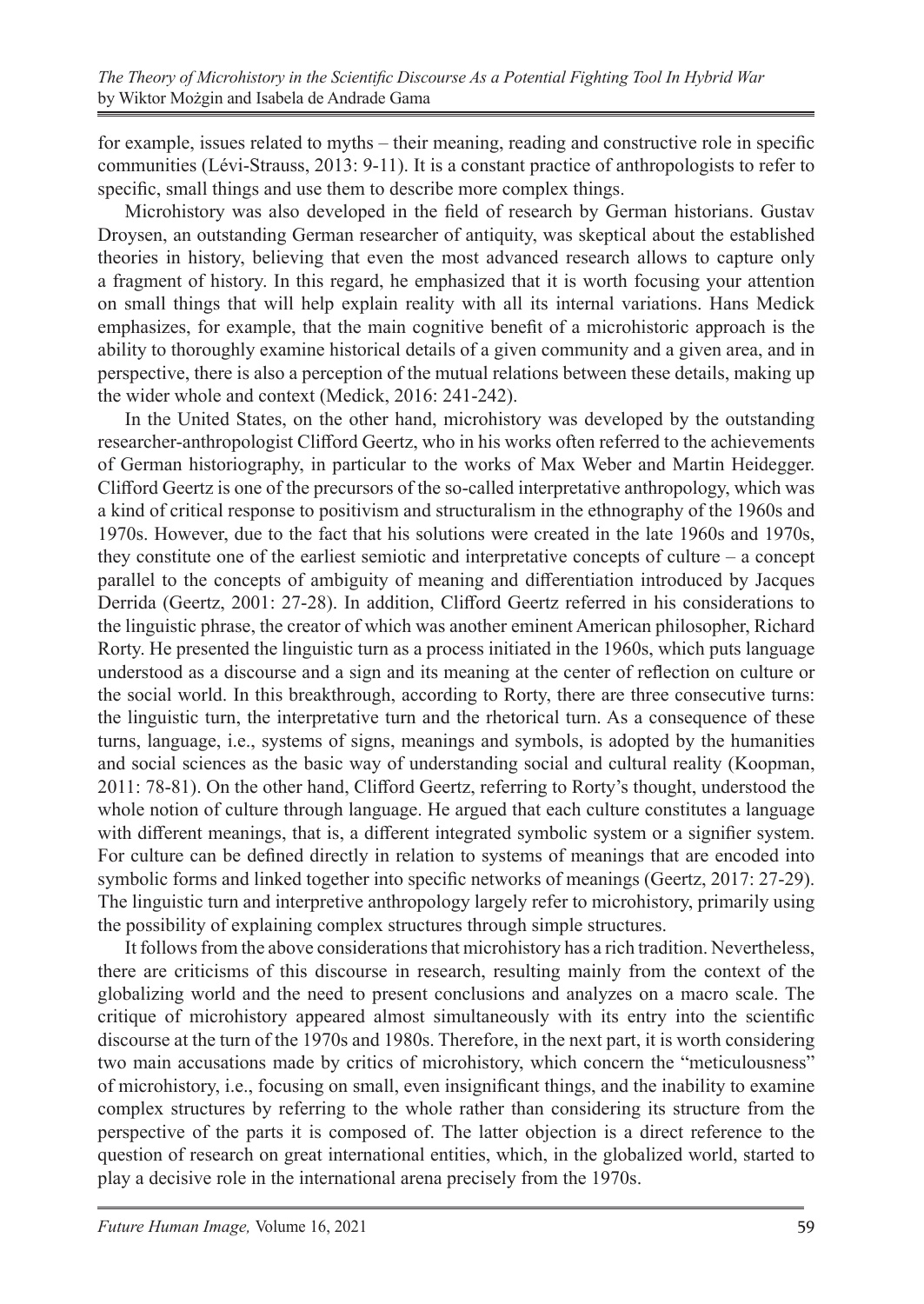for example, issues related to myths – their meaning, reading and constructive role in specific communities (Lévi-Strauss, 2013: 9-11). It is a constant practice of anthropologists to refer to specific, small things and use them to describe more complex things.

Microhistory was also developed in the field of research by German historians. Gustav Droysen, an outstanding German researcher of antiquity, was skeptical about the established theories in history, believing that even the most advanced research allows to capture only a fragment of history. In this regard, he emphasized that it is worth focusing your attention on small things that will help explain reality with all its internal variations. Hans Medick emphasizes, for example, that the main cognitive benefit of a microhistoric approach is the ability to thoroughly examine historical details of a given community and a given area, and in perspective, there is also a perception of the mutual relations between these details, making up the wider whole and context (Medick, 2016: 241-242).

In the United States, on the other hand, microhistory was developed by the outstanding researcher-anthropologist Clifford Geertz, who in his works often referred to the achievements of German historiography, in particular to the works of Max Weber and Martin Heidegger. Clifford Geertz is one of the precursors of the so-called interpretative anthropology, which was a kind of critical response to positivism and structuralism in the ethnography of the 1960s and 1970s. However, due to the fact that his solutions were created in the late 1960s and 1970s, they constitute one of the earliest semiotic and interpretative concepts of culture – a concept parallel to the concepts of ambiguity of meaning and differentiation introduced by Jacques Derrida (Geertz, 2001: 27-28). In addition, Clifford Geertz referred in his considerations to the linguistic phrase, the creator of which was another eminent American philosopher, Richard Rorty. He presented the linguistic turn as a process initiated in the 1960s, which puts language understood as a discourse and a sign and its meaning at the center of reflection on culture or the social world. In this breakthrough, according to Rorty, there are three consecutive turns: the linguistic turn, the interpretative turn and the rhetorical turn. As a consequence of these turns, language, i.e., systems of signs, meanings and symbols, is adopted by the humanities and social sciences as the basic way of understanding social and cultural reality (Koopman, 2011: 78-81). On the other hand, Clifford Geertz, referring to Rorty's thought, understood the whole notion of culture through language. He argued that each culture constitutes a language with different meanings, that is, a different integrated symbolic system or a signifier system. For culture can be defined directly in relation to systems of meanings that are encoded into symbolic forms and linked together into specific networks of meanings (Geertz, 2017: 27-29). The linguistic turn and interpretive anthropology largely refer to microhistory, primarily using the possibility of explaining complex structures through simple structures.

It follows from the above considerations that microhistory has a rich tradition. Nevertheless, there are criticisms of this discourse in research, resulting mainly from the context of the globalizing world and the need to present conclusions and analyzes on a macro scale. The critique of microhistory appeared almost simultaneously with its entry into the scientific discourse at the turn of the 1970s and 1980s. Therefore, in the next part, it is worth considering two main accusations made by critics of microhistory, which concern the "meticulousness" of microhistory, i.e., focusing on small, even insignificant things, and the inability to examine complex structures by referring to the whole rather than considering its structure from the perspective of the parts it is composed of. The latter objection is a direct reference to the question of research on great international entities, which, in the globalized world, started to play a decisive role in the international arena precisely from the 1970s.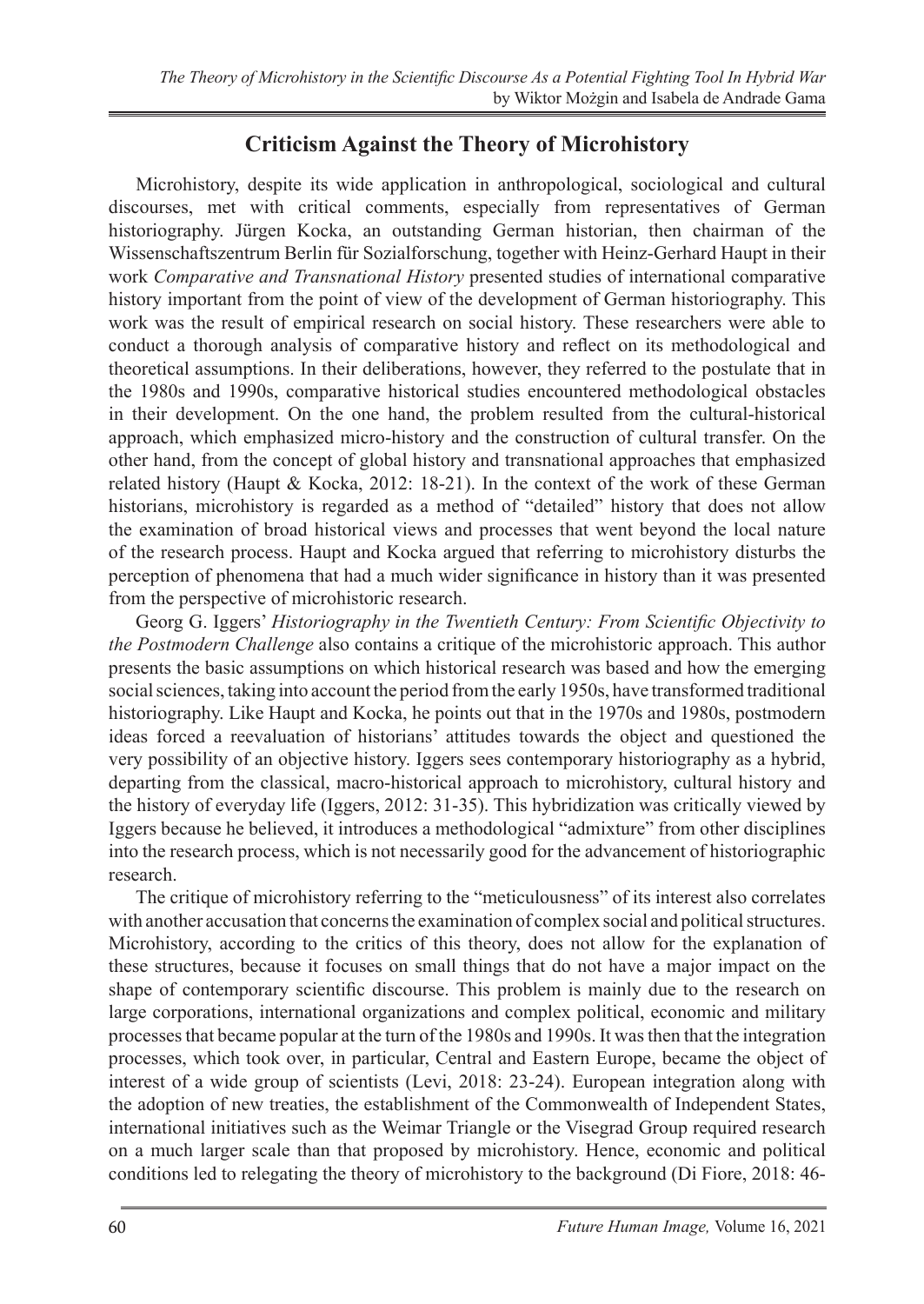## Criticism Against the Theory of Microhistory

Microhistory, despite its wide application in anthropological, sociological and cultural discourses, met with critical comments, especially from representatives of German historiography. Jürgen Kocka, an outstanding German historian, then chairman of the Wissenschaftszentrum Berlin für Sozialforschung, together with Heinz-Gerhard Haupt in their work *Comparative and Transnational History* presented studies of international comparative history important from the point of view of the development of German historiography. This work was the result of empirical research on social history. These researchers were able to conduct a thorough analysis of comparative history and reflect on its methodological and theoretical assumptions. In their deliberations, however, they referred to the postulate that in the 1980s and 1990s, comparative historical studies encountered methodological obstacles in their development. On the one hand, the problem resulted from the cultural-historical approach, which emphasized micro-history and the construction of cultural transfer. On the other hand, from the concept of global history and transnational approaches that emphasized related history (Haupt & Kocka, 2012: 18-21). In the context of the work of these German historians, microhistory is regarded as a method of "detailed" history that does not allow the examination of broad historical views and processes that went beyond the local nature of the research process. Haupt and Kocka argued that referring to microhistory disturbs the perception of phenomena that had a much wider significance in history than it was presented from the perspective of microhistoric research.

Georg G. Iggers' *Historiography in the Twentieth Century: From Scientific Objectivity to the Postmodern Challenge* also contains a critique of the microhistoric approach. This author presents the basic assumptions on which historical research was based and how the emerging social sciences, taking into account the period from the early 1950s, have transformed traditional historiography. Like Haupt and Kocka, he points out that in the 1970s and 1980s, postmodern ideas forced a reevaluation of historians' attitudes towards the object and questioned the very possibility of an objective history. Iggers sees contemporary historiography as a hybrid, departing from the classical, macro-historical approach to microhistory, cultural history and the history of everyday life (Iggers, 2012: 31-35). This hybridization was critically viewed by Iggers because he believed, it introduces a methodological "admixture" from other disciplines into the research process, which is not necessarily good for the advancement of historiographic research.

The critique of microhistory referring to the "meticulousness" of its interest also correlates with another accusation that concerns the examination of complex social and political structures. Microhistory, according to the critics of this theory, does not allow for the explanation of these structures, because it focuses on small things that do not have a major impact on the shape of contemporary scientific discourse. This problem is mainly due to the research on large corporations, international organizations and complex political, economic and military processes that became popular at the turn of the 1980s and 1990s. It was then that the integration processes, which took over, in particular, Central and Eastern Europe, became the object of interest of a wide group of scientists (Levi, 2018: 23-24). European integration along with the adoption of new treaties, the establishment of the Commonwealth of Independent States, international initiatives such as the Weimar Triangle or the Visegrad Group required research on a much larger scale than that proposed by microhistory. Hence, economic and political conditions led to relegating the theory of microhistory to the background (Di Fiore, 2018: 46-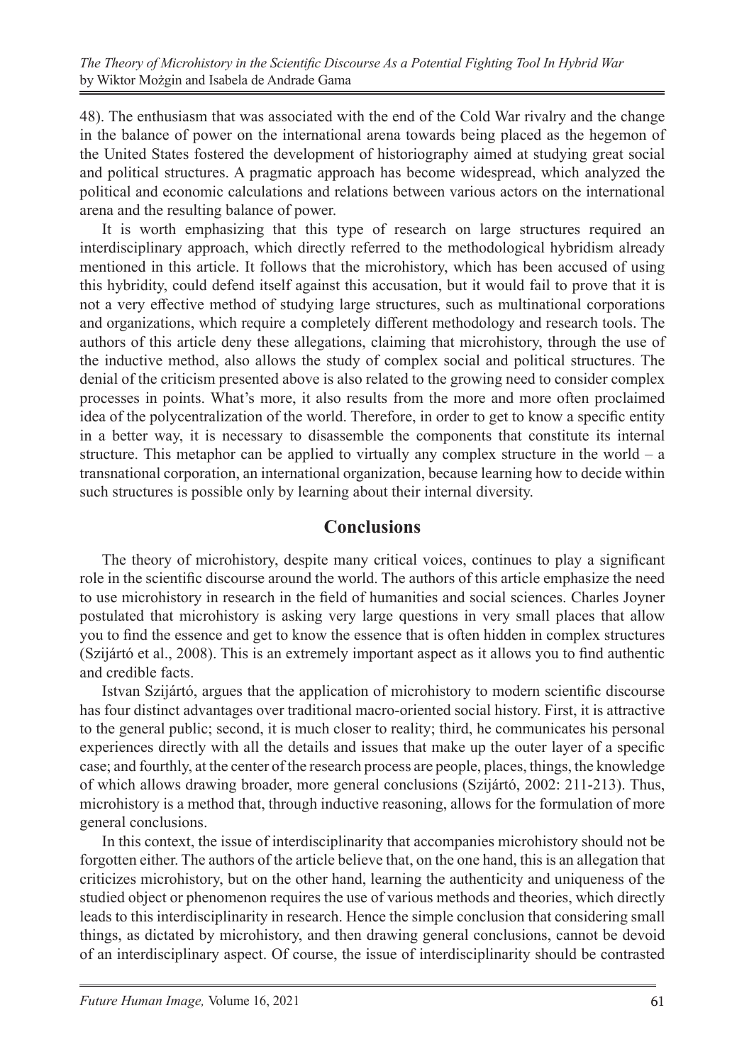48). The enthusiasm that was associated with the end of the Cold War rivalry and the change in the balance of power on the international arena towards being placed as the hegemon of the United States fostered the development of historiography aimed at studying great social and political structures. A pragmatic approach has become widespread, which analyzed the political and economic calculations and relations between various actors on the international arena and the resulting balance of power.

It is worth emphasizing that this type of research on large structures required an interdisciplinary approach, which directly referred to the methodological hybridism already mentioned in this article. It follows that the microhistory, which has been accused of using this hybridity, could defend itself against this accusation, but it would fail to prove that it is not a very effective method of studying large structures, such as multinational corporations and organizations, which require a completely different methodology and research tools. The authors of this article deny these allegations, claiming that microhistory, through the use of the inductive method, also allows the study of complex social and political structures. The denial of the criticism presented above is also related to the growing need to consider complex processes in points. What's more, it also results from the more and more often proclaimed idea of the polycentralization of the world. Therefore, in order to get to know a specific entity in a better way, it is necessary to disassemble the components that constitute its internal structure. This metaphor can be applied to virtually any complex structure in the world – a transnational corporation, an international organization, because learning how to decide within such structures is possible only by learning about their internal diversity.

## Conclusions

The theory of microhistory, despite many critical voices, continues to play a significant role in the scientific discourse around the world. The authors of this article emphasize the need to use microhistory in research in the field of humanities and social sciences. Charles Joyner postulated that microhistory is asking very large questions in very small places that allow you to find the essence and get to know the essence that is often hidden in complex structures (Szijártó et al., 2008). This is an extremely important aspect as it allows you to find authentic and credible facts.

Istvan Szijártó, argues that the application of microhistory to modern scientific discourse has four distinct advantages over traditional macro-oriented social history. First, it is attractive to the general public; second, it is much closer to reality; third, he communicates his personal experiences directly with all the details and issues that make up the outer layer of a specific case; and fourthly, at the center of the research process are people, places, things, the knowledge of which allows drawing broader, more general conclusions (Szijártó, 2002: 211-213). Thus, microhistory is a method that, through inductive reasoning, allows for the formulation of more general conclusions.

In this context, the issue of interdisciplinarity that accompanies microhistory should not be forgotten either. The authors of the article believe that, on the one hand, this is an allegation that criticizes microhistory, but on the other hand, learning the authenticity and uniqueness of the studied object or phenomenon requires the use of various methods and theories, which directly leads to this interdisciplinarity in research. Hence the simple conclusion that considering small things, as dictated by microhistory, and then drawing general conclusions, cannot be devoid of an interdisciplinary aspect. Of course, the issue of interdisciplinarity should be contrasted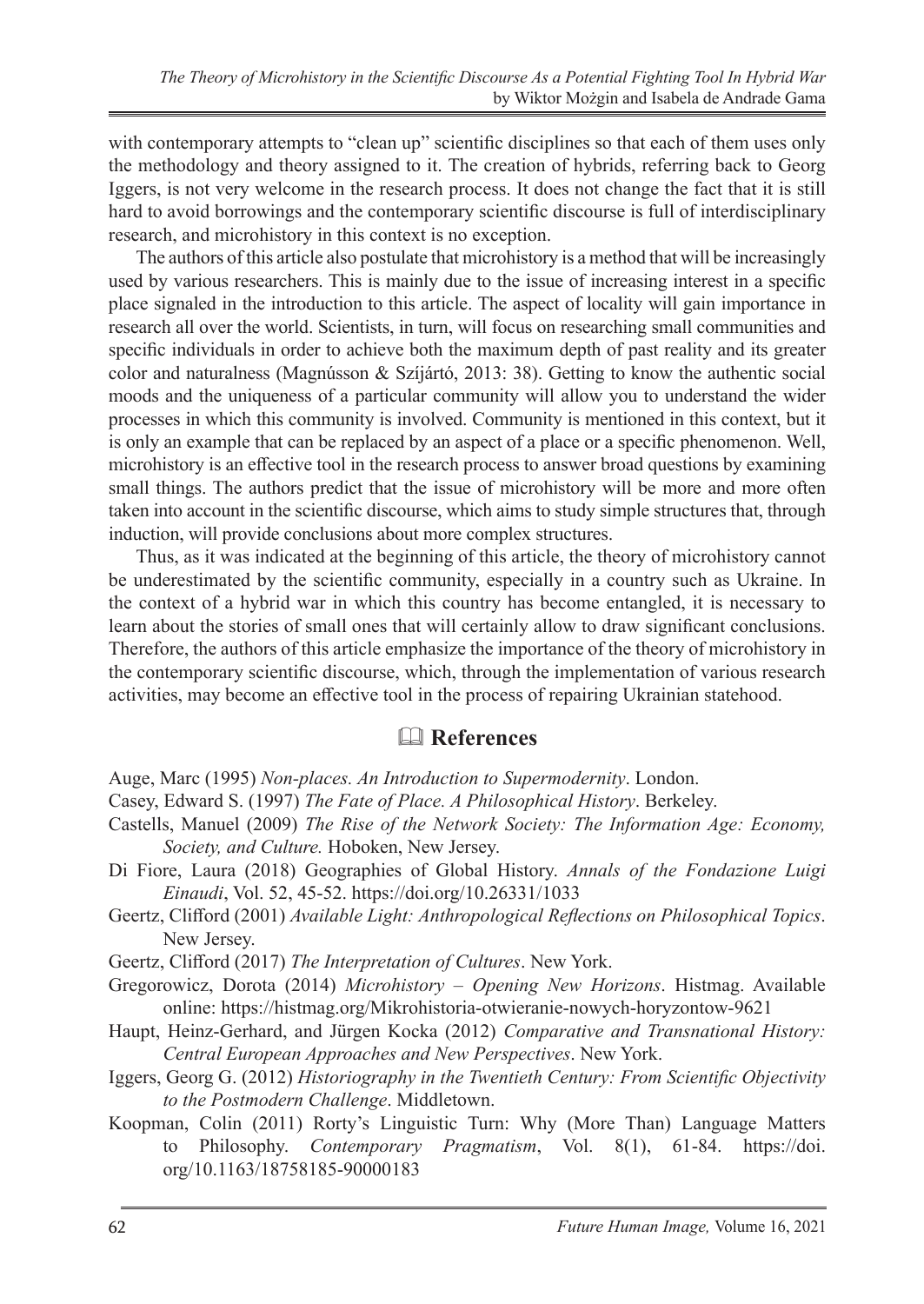with contemporary attempts to "clean up" scientific disciplines so that each of them uses only the methodology and theory assigned to it. The creation of hybrids, referring back to Georg Iggers, is not very welcome in the research process. It does not change the fact that it is still hard to avoid borrowings and the contemporary scientific discourse is full of interdisciplinary research, and microhistory in this context is no exception.

The authors of this article also postulate that microhistory is a method that will be increasingly used by various researchers. This is mainly due to the issue of increasing interest in a specific place signaled in the introduction to this article. The aspect of locality will gain importance in research all over the world. Scientists, in turn, will focus on researching small communities and specific individuals in order to achieve both the maximum depth of past reality and its greater color and naturalness (Magnússon & Szíjártó, 2013: 38). Getting to know the authentic social moods and the uniqueness of a particular community will allow you to understand the wider processes in which this community is involved. Community is mentioned in this context, but it is only an example that can be replaced by an aspect of a place or a specific phenomenon. Well, microhistory is an effective tool in the research process to answer broad questions by examining small things. The authors predict that the issue of microhistory will be more and more often taken into account in the scientific discourse, which aims to study simple structures that, through induction, will provide conclusions about more complex structures.

Thus, as it was indicated at the beginning of this article, the theory of microhistory cannot be underestimated by the scientific community, especially in a country such as Ukraine. In the context of a hybrid war in which this country has become entangled, it is necessary to learn about the stories of small ones that will certainly allow to draw significant conclusions. Therefore, the authors of this article emphasize the importance of the theory of microhistory in the contemporary scientific discourse, which, through the implementation of various research activities, may become an effective tool in the process of repairing Ukrainian statehood.

## References

Auge, Marc (1995) *Non-places. An Introduction to Supermodernity*. London.

Casey, Edward S. (1997) *The Fate of Place. A Philosophical History*. Berkeley.

Castells, Manuel (2009) *The Rise of the Network Society: The Information Age: Economy, Society, and Culture.* Hoboken, New Jersey.

Di Fiore, Laura (2018) Geographies of Global History. *Annals of the Fondazione Luigi Einaudi*, Vol. 52, 45-52. https://doi.org/10.26331/1033

Geertz, Clifford (2001) *Available Light: Anthropological Reflections on Philosophical Topics*. New Jersey.

Geertz, Clifford (2017) *The Interpretation of Cultures*. New York.

Gregorowicz, Dorota (2014) *Microhistory – Opening New Horizons*. Histmag. Available online: https://histmag.org/Mikrohistoria-otwieranie-nowych-horyzontow-9621

Haupt, Heinz-Gerhard, and Jürgen Kocka (2012) *Comparative and Transnational History: Central European Approaches and New Perspectives*. New York.

Iggers, Georg G. (2012) *Historiography in the Twentieth Century: From Scientific Objectivity to the Postmodern Challenge*. Middletown.

Koopman, Colin (2011) Rorty's Linguistic Turn: Why (More Than) Language Matters to Philosophy. *Contemporary Pragmatism*, Vol. 8(1), 61-84. https://doi.org/10.1163/18758185-90000183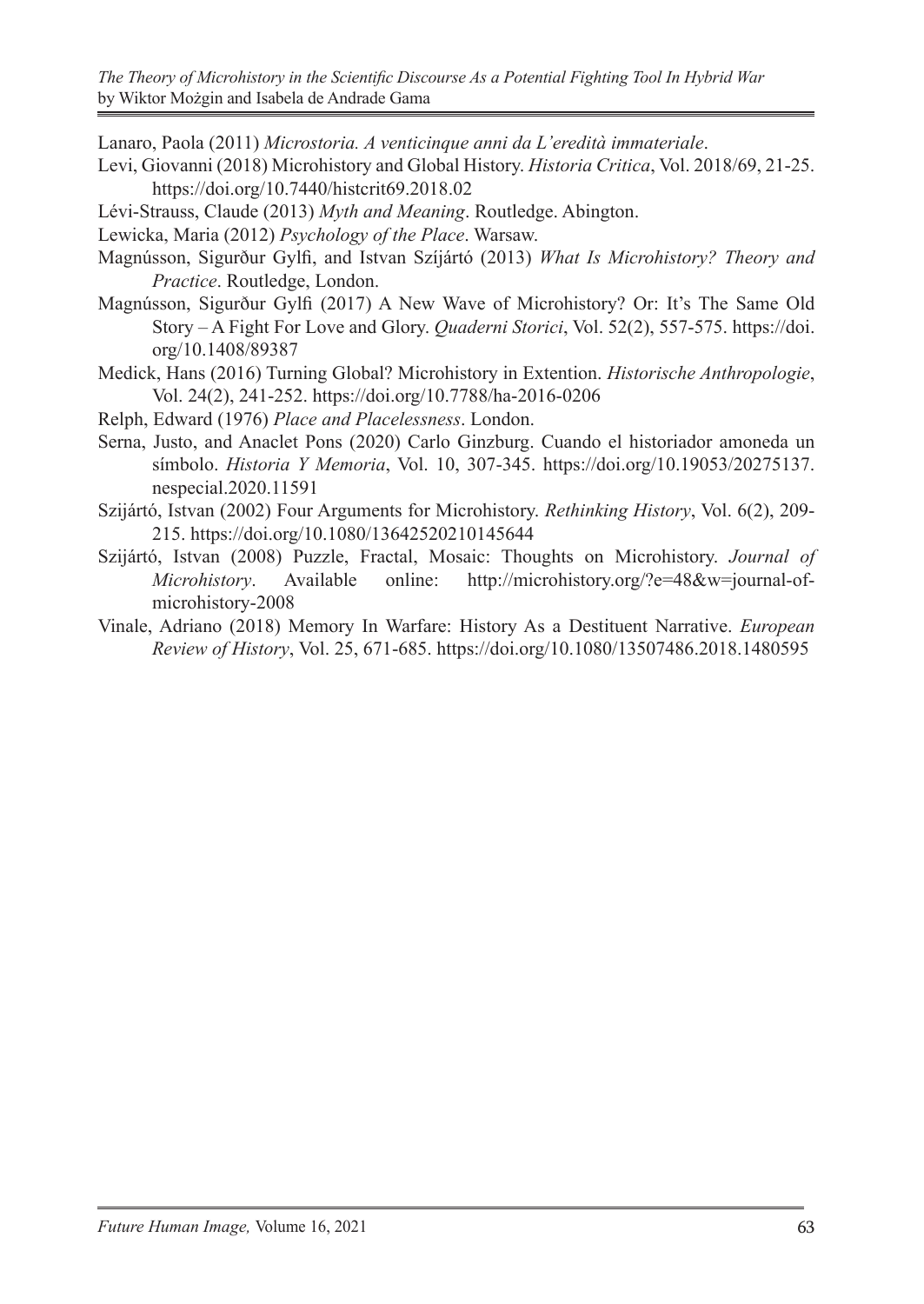Lanaro, Paola (2011) *Microstoria. A venticinque anni da L'eredità immateriale*.

Levi, Giovanni (2018) Microhistory and Global History. *Historia Critica*, Vol. 2018/69, 21-25. https://doi.org/10.7440/histcrit69.2018.02

Lévi-Strauss, Claude (2013) *Myth and Meaning*. Routledge. Abington.

Lewicka, Maria (2012) *Psychology of the Place*. Warsaw.

Magnússon, Sigurður Gylfi, and Istvan Szíjártó (2013) *What Is Microhistory? Theory and Practice*. Routledge, London.

Magnússon, Sigurður Gylfi (2017) A New Wave of Microhistory? Or: It's The Same Old Story – A Fight For Love and Glory. *Quaderni Storici*, Vol. 52(2), 557-575. https://doi.org/10.1408/89387

Medick, Hans (2016) Turning Global? Microhistory in Extention. *Historische Anthropologie*, Vol. 24(2), 241-252. https://doi.org/10.7788/ha-2016-0206

Relph, Edward (1976) *Place and Placelessness*. London.

Serna, Justo, and Anaclet Pons (2020) Carlo Ginzburg. Cuando el historiador amoneda un símbolo. *Historia Y Memoria*, Vol. 10, 307-345. https://doi.org/10.19053/20275137.nespecial.2020.11591

Szijártó, Istvan (2002) Four Arguments for Microhistory. *Rethinking History*, Vol. 6(2), 209-215. https://doi.org/10.1080/13642520210145644

Szijártó, Istvan (2008) Puzzle, Fractal, Mosaic: Thoughts on Microhistory. *Journal of Microhistory*. Available online: http://microhistory.org/?e=48&w=journal-of-microhistory-2008

Vinale, Adriano (2018) Memory In Warfare: History As a Destituent Narrative. *European Review of History*, Vol. 25, 671-685. https://doi.org/10.1080/13507486.2018.1480595